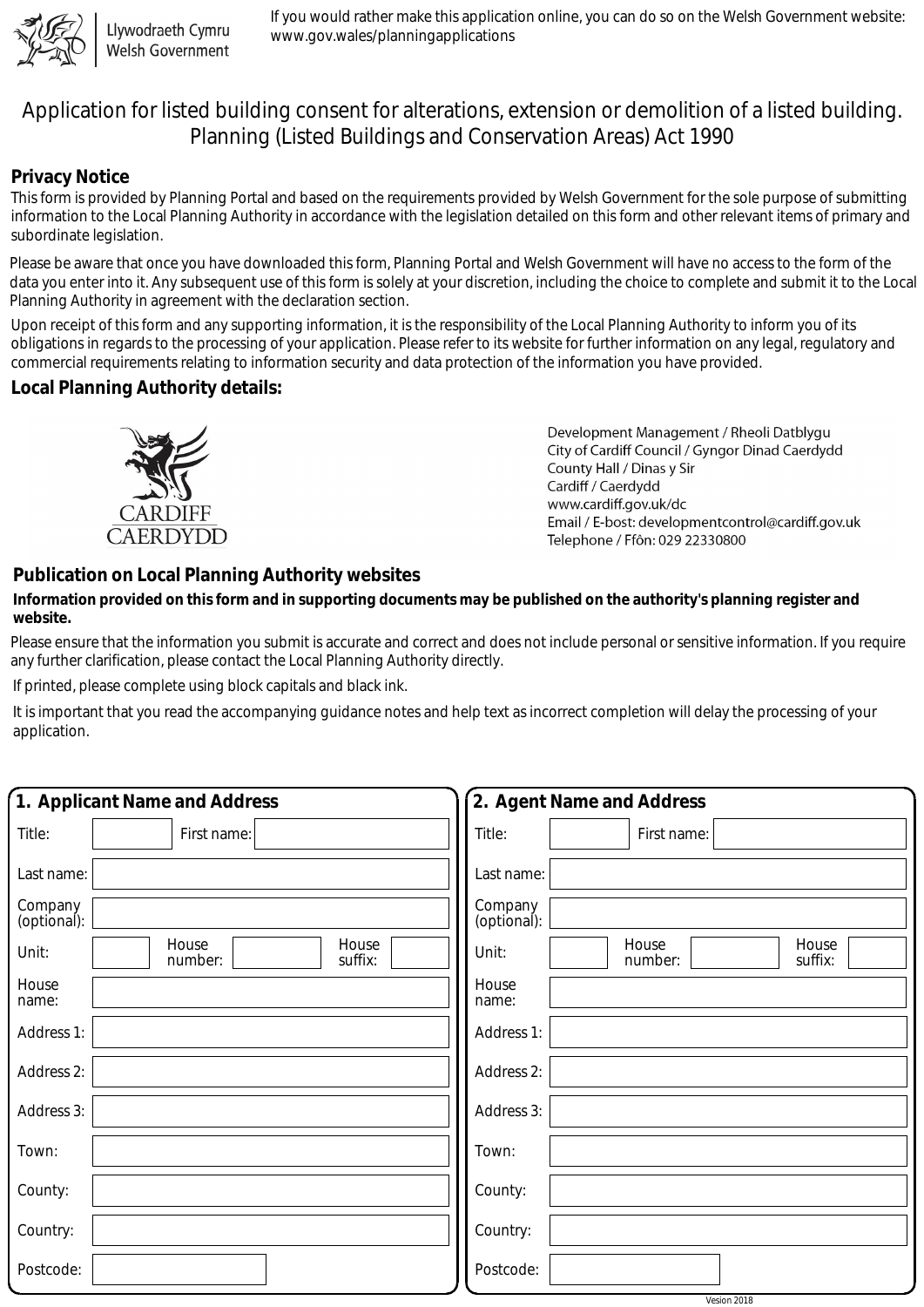Llywodraeth Cymru
Welsh Government

If you would rather make this application online, you can do so on the Welsh Government website: www.gov.wales/planningapplications

# Application for listed building consent for alterations, extension or demolition of a listed building. Planning (Listed Buildings and Conservation Areas) Act 1990

## Privacy Notice

This form is provided by Planning Portal and based on the requirements provided by Welsh Government for the sole purpose of submitting information to the Local Planning Authority in accordance with the legislation detailed on this form and other relevant items of primary and subordinate legislation.

Please be aware that once you have downloaded this form, Planning Portal and Welsh Government will have no access to the form of the data you enter into it. Any subsequent use of this form is solely at your discretion, including the choice to complete and submit it to the Local Planning Authority in agreement with the declaration section.

Upon receipt of this form and any supporting information, it is the responsibility of the Local Planning Authority to inform you of its obligations in regards to the processing of your application. Please refer to its website for further information on any legal, regulatory and commercial requirements relating to information security and data protection of the information you have provided.

## Local Planning Authority details:

CARDIFF
CAERDYDD

Development Management / Rheoli Datblygu
City of Cardiff Council / Gyngor Dinad Caerdydd
County Hall / Dinas y Sir
Cardiff / Caerdydd
www.cardiff.gov.uk/dc
Email / E-bost: developmentcontrol@cardiff.gov.uk
Telephone / Ffôn: 029 22330800

## Publication on Local Planning Authority websites

**Information provided on this form and in supporting documents may be published on the authority's planning register and website.**

Please ensure that the information you submit is accurate and correct and does not include personal or sensitive information. If you require any further clarification, please contact the Local Planning Authority directly.

If printed, please complete using block capitals and black ink.

It is important that you read the accompanying guidance notes and help text as incorrect completion will delay the processing of your application.

## 1. Applicant Name and Address

| | |
|---|---|
| Title: | First name: |
| Last name: | |
| Company (optional): | |
| Unit: | House number: / House suffix: |
| House name: | |
| Address 1: | |
| Address 2: | |
| Address 3: | |
| Town: | |
| County: | |
| Country: | |
| Postcode: | |

## 2. Agent Name and Address

| | |
|---|---|
| Title: | First name: |
| Last name: | |
| Company (optional): | |
| Unit: | House number: / House suffix: |
| House name: | |
| Address 1: | |
| Address 2: | |
| Address 3: | |
| Town: | |
| County: | |
| Country: | |
| Postcode: | |

Vesion 2018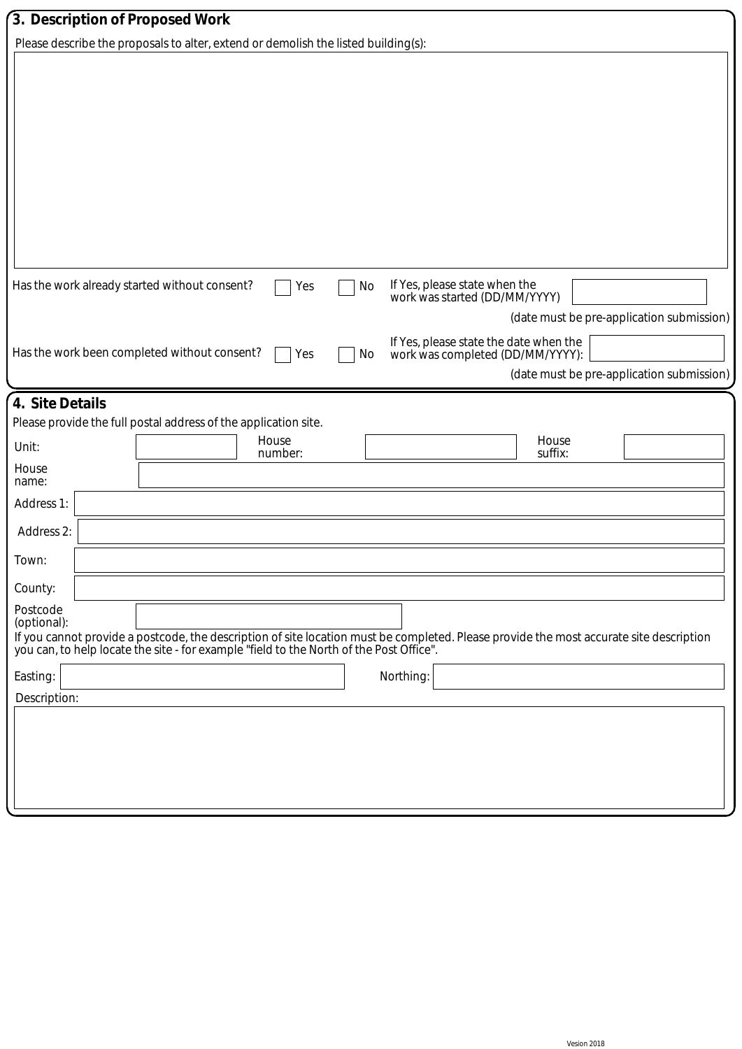## 3. Description of Proposed Work

Please describe the proposals to alter, extend or demolish the listed building(s):

Has the work already started without consent? ☐ Yes ☐ No

If Yes, please state when the work was started (DD/MM/YYYY)

(date must be pre-application submission)

Has the work been completed without consent? ☐ Yes ☐ No

If Yes, please state the date when the work was completed (DD/MM/YYYY):

(date must be pre-application submission)

## 4. Site Details

Please provide the full postal address of the application site.

Unit:

House number:

House suffix:

House name:

Address 1:

Address 2:

Town:

County:

Postcode (optional):

If you cannot provide a postcode, the description of site location must be completed. Please provide the most accurate site description you can, to help locate the site - for example "field to the North of the Post Office".

Easting:

Northing:

Description:

Vesion 2018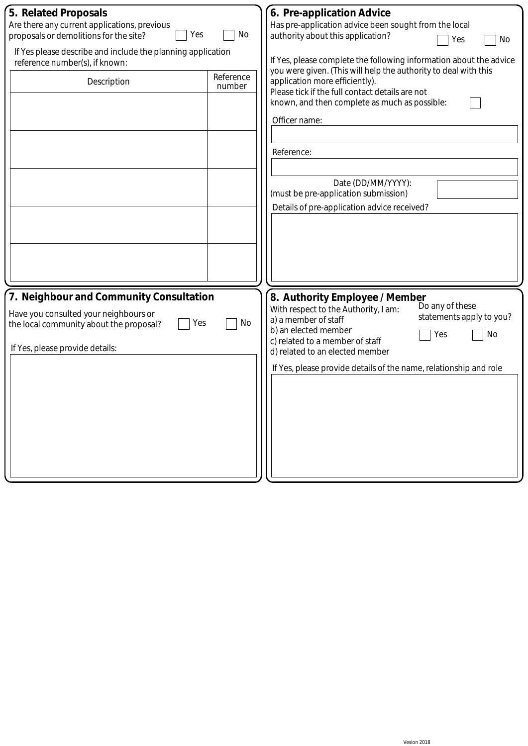## 5. Related Proposals

Are there any current applications, previous proposals or demolitions for the site? ☐ Yes ☐ No

If Yes please describe and include the planning application reference number(s), if known:

| Description | Reference number |
|---|---|
| | |
| | |
| | |
| | |
| | |

## 6. Pre-application Advice

Has pre-application advice been sought from the local authority about this application? ☐ Yes ☐ No

If Yes, please complete the following information about the advice you were given. (This will help the authority to deal with this application more efficiently).

Please tick if the full contact details are not known, and then complete as much as possible: ☐

Officer name:

Reference:

Date (DD/MM/YYYY):
(must be pre-application submission)

Details of pre-application advice received?

## 7. Neighbour and Community Consultation

Have you consulted your neighbours or the local community about the proposal? ☐ Yes ☐ No

If Yes, please provide details:

## 8. Authority Employee / Member

With respect to the Authority, I am:
a) a member of staff
b) an elected member
c) related to a member of staff
d) related to an elected member

Do any of these statements apply to you? ☐ Yes ☐ No

If Yes, please provide details of the name, relationship and role

Vesion 2018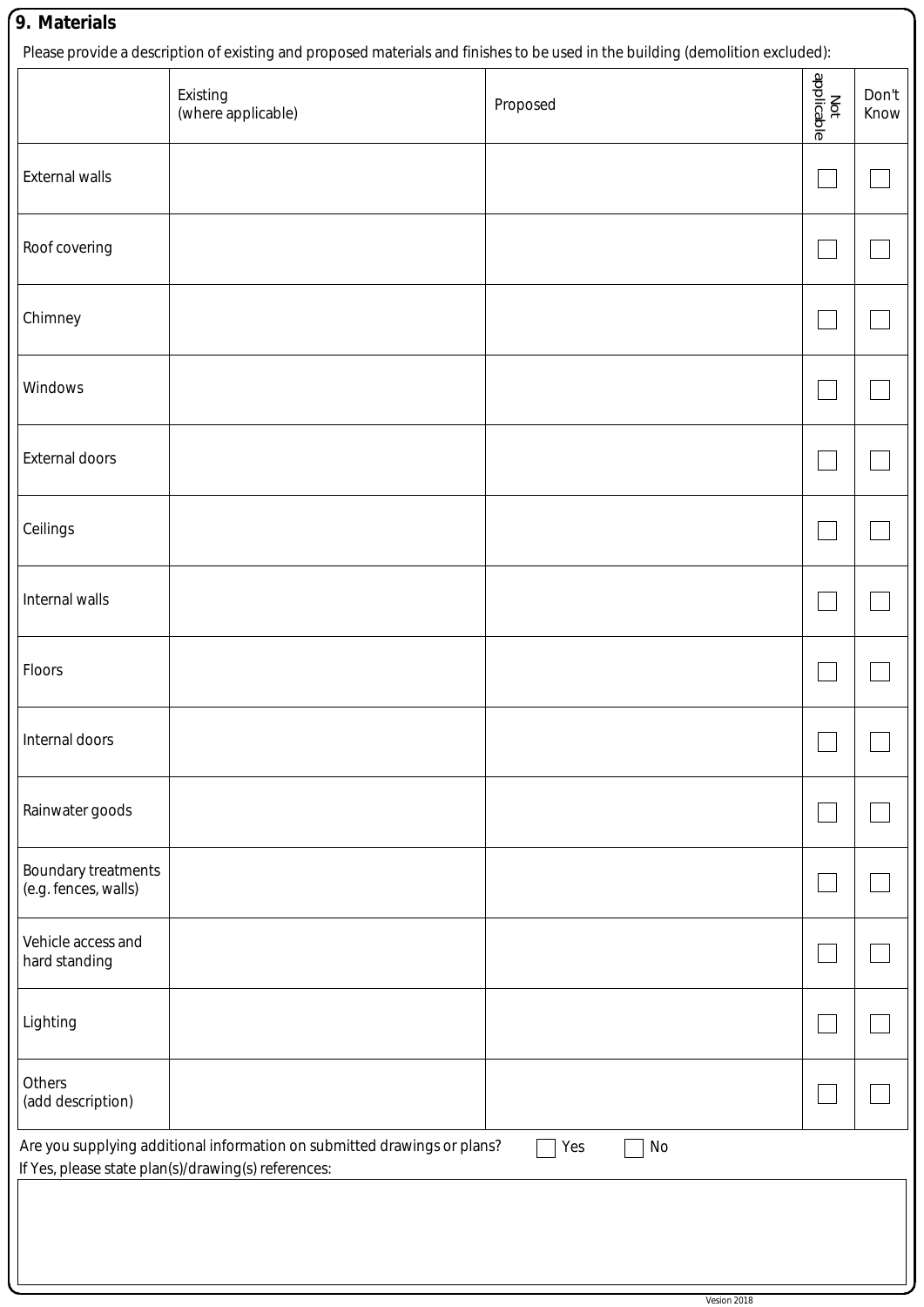## 9. Materials

Please provide a description of existing and proposed materials and finishes to be used in the building (demolition excluded):

| | Existing (where applicable) | Proposed | Not applicable | Don't Know |
|---|---|---|---|---|
| External walls | | | ☐ | ☐ |
| Roof covering | | | ☐ | ☐ |
| Chimney | | | ☐ | ☐ |
| Windows | | | ☐ | ☐ |
| External doors | | | ☐ | ☐ |
| Ceilings | | | ☐ | ☐ |
| Internal walls | | | ☐ | ☐ |
| Floors | | | ☐ | ☐ |
| Internal doors | | | ☐ | ☐ |
| Rainwater goods | | | ☐ | ☐ |
| Boundary treatments (e.g. fences, walls) | | | ☐ | ☐ |
| Vehicle access and hard standing | | | ☐ | ☐ |
| Lighting | | | ☐ | ☐ |
| Others (add description) | | | ☐ | ☐ |

Are you supplying additional information on submitted drawings or plans? ☐ Yes ☐ No

If Yes, please state plan(s)/drawing(s) references:

Vesion 2018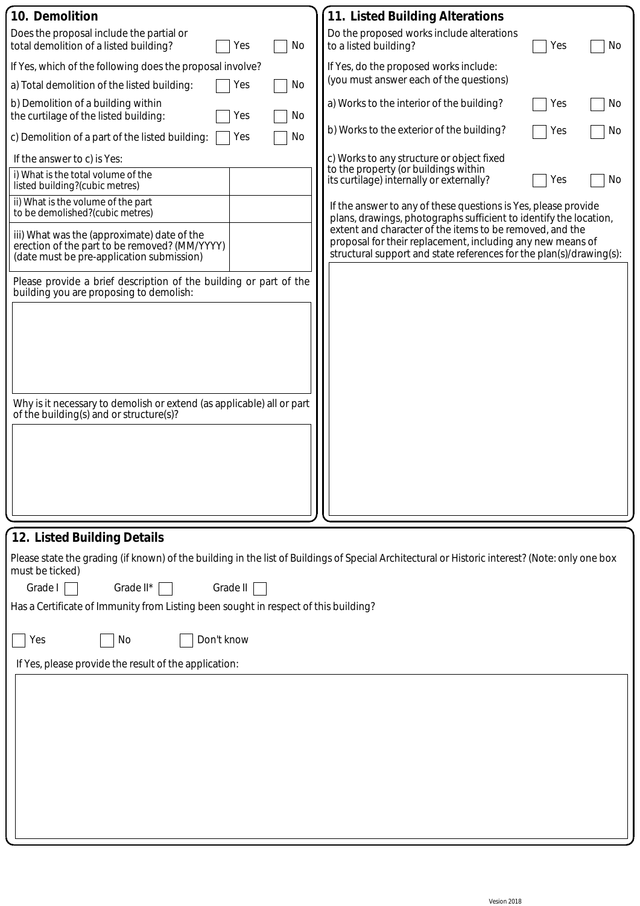## 10. Demolition

Does the proposal include the partial or total demolition of a listed building? ☐ Yes ☐ No

If Yes, which of the following does the proposal involve?

a) Total demolition of the listed building: ☐ Yes ☐ No

b) Demolition of a building within the curtilage of the listed building: ☐ Yes ☐ No

c) Demolition of a part of the listed building: ☐ Yes ☐ No

If the answer to c) is Yes:

| | |
|---|---|
| i) What is the total volume of the listed building?(cubic metres) | |
| ii) What is the volume of the part to be demolished?(cubic metres) | |
| iii) What was the (approximate) date of the erection of the part to be removed? (MM/YYYY) (date must be pre-application submission) | |

Please provide a brief description of the building or part of the building you are proposing to demolish:

Why is it necessary to demolish or extend (as applicable) all or part of the building(s) and or structure(s)?

## 11. Listed Building Alterations

Do the proposed works include alterations to a listed building? ☐ Yes ☐ No

If Yes, do the proposed works include:
(you must answer each of the questions)

a) Works to the interior of the building? ☐ Yes ☐ No

b) Works to the exterior of the building? ☐ Yes ☐ No

c) Works to any structure or object fixed to the property (or buildings within its curtilage) internally or externally? ☐ Yes ☐ No

If the answer to any of these questions is Yes, please provide plans, drawings, photographs sufficient to identify the location, extent and character of the items to be removed, and the proposal for their replacement, including any new means of structural support and state references for the plan(s)/drawing(s):

## 12. Listed Building Details

Please state the grading (if known) of the building in the list of Buildings of Special Architectural or Historic interest? (Note: only one box must be ticked)

Grade I ☐ Grade II* ☐ Grade II ☐

Has a Certificate of Immunity from Listing been sought in respect of this building?

☐ Yes ☐ No ☐ Don't know

If Yes, please provide the result of the application:

Vesion 2018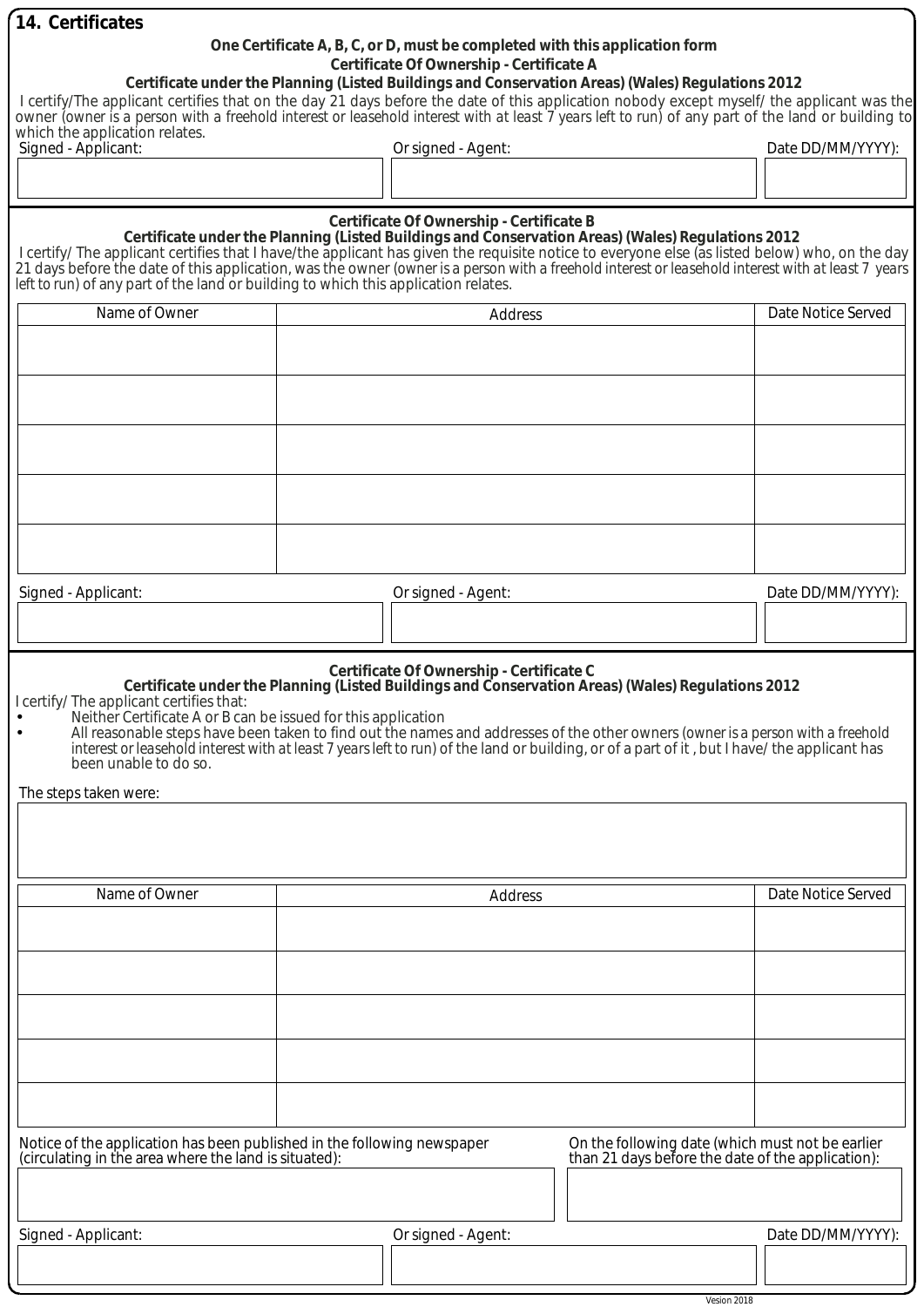## 14. Certificates

**One Certificate A, B, C, or D, must be completed with this application form**

### Certificate Of Ownership - Certificate A

**Certificate under the Planning (Listed Buildings and Conservation Areas) (Wales) Regulations 2012**

I certify/The applicant certifies that on the day 21 days before the date of this application nobody except myself/ the applicant was the owner (owner is a person with a freehold interest or leasehold interest with at least 7 years left to run) of any part of the land or building to which the application relates.

| Signed - Applicant: | Or signed - Agent: | Date DD/MM/YYYY): |
|---|---|---|
| | | |

### Certificate Of Ownership - Certificate B

**Certificate under the Planning (Listed Buildings and Conservation Areas) (Wales) Regulations 2012**

I certify/ The applicant certifies that I have/the applicant has given the requisite notice to everyone else (as listed below) who, on the day 21 days before the date of this application, was the owner (owner is a person with a freehold interest or leasehold interest with at least 7 years left to run) of any part of the land or building to which this application relates.

| Name of Owner | Address | Date Notice Served |
|---|---|---|
| | | |
| | | |
| | | |
| | | |
| | | |

| Signed - Applicant: | Or signed - Agent: | Date DD/MM/YYYY): |
|---|---|---|
| | | |

### Certificate Of Ownership - Certificate C

**Certificate under the Planning (Listed Buildings and Conservation Areas) (Wales) Regulations 2012**

I certify/ The applicant certifies that:

- Neither Certificate A or B can be issued for this application
- All reasonable steps have been taken to find out the names and addresses of the other owners (owner is a person with a freehold interest or leasehold interest with at least 7 years left to run) of the land or building, or of a part of it , but I have/ the applicant has been unable to do so.

The steps taken were:

| Name of Owner | Address | Date Notice Served |
|---|---|---|
| | | |
| | | |
| | | |
| | | |
| | | |

| Notice of the application has been published in the following newspaper (circulating in the area where the land is situated): | On the following date (which must not be earlier than 21 days before the date of the application): |
|---|---|
| | |

| Signed - Applicant: | Or signed - Agent: | Date DD/MM/YYYY): |
|---|---|---|
| | | |

Vesion 2018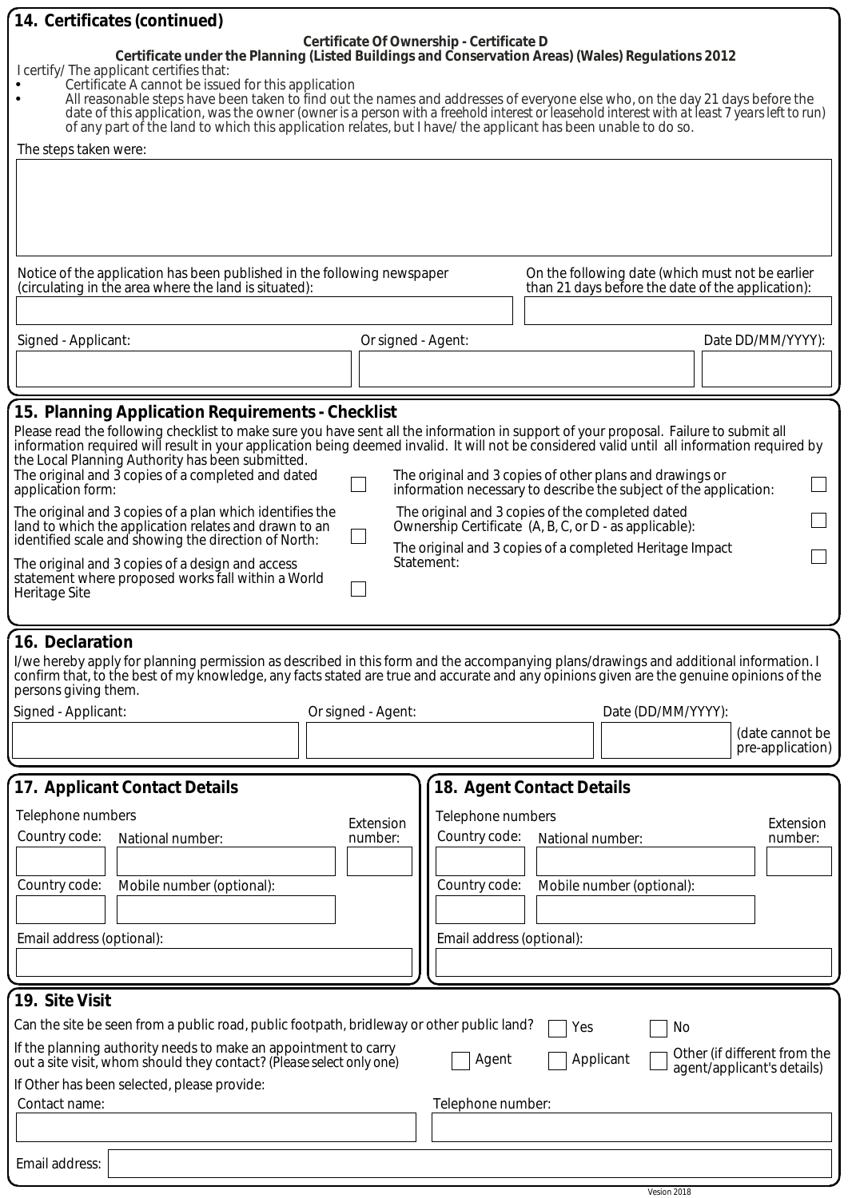## 14. Certificates (continued)

**Certificate Of Ownership - Certificate D**

**Certificate under the Planning (Listed Buildings and Conservation Areas) (Wales) Regulations 2012**

I certify/ The applicant certifies that:

- Certificate A cannot be issued for this application
- All reasonable steps have been taken to find out the names and addresses of everyone else who, on the day 21 days before the date of this application, was the owner (owner is a person with a freehold interest or leasehold interest with at least 7 years left to run) of any part of the land to which this application relates, but I have/ the applicant has been unable to do so.

The steps taken were:

Notice of the application has been published in the following newspaper (circulating in the area where the land is situated):

On the following date (which must not be earlier than 21 days before the date of the application):

Signed - Applicant:

Or signed - Agent:

Date DD/MM/YYYY):

## 15. Planning Application Requirements - Checklist

Please read the following checklist to make sure you have sent all the information in support of your proposal. Failure to submit all information required will result in your application being deemed invalid. It will not be considered valid until all information required by the Local Planning Authority has been submitted.

- ☐ The original and 3 copies of a completed and dated application form:
- ☐ The original and 3 copies of a plan which identifies the land to which the application relates and drawn to an identified scale and showing the direction of North:
- ☐ The original and 3 copies of a design and access statement where proposed works fall within a World Heritage Site
- ☐ The original and 3 copies of other plans and drawings or information necessary to describe the subject of the application:
- ☐ The original and 3 copies of the completed dated Ownership Certificate (A, B, C, or D - as applicable):
- ☐ The original and 3 copies of a completed Heritage Impact Statement:

## 16. Declaration

I/we hereby apply for planning permission as described in this form and the accompanying plans/drawings and additional information. I confirm that, to the best of my knowledge, any facts stated are true and accurate and any opinions given are the genuine opinions of the persons giving them.

Signed - Applicant:

Or signed - Agent:

Date (DD/MM/YYYY): (date cannot be pre-application)

## 17. Applicant Contact Details

Telephone numbers

Country code: National number: Extension number:

Country code: Mobile number (optional):

Email address (optional):

## 18. Agent Contact Details

Telephone numbers

Country code: National number: Extension number:

Country code: Mobile number (optional):

Email address (optional):

## 19. Site Visit

Can the site be seen from a public road, public footpath, bridleway or other public land? ☐ Yes ☐ No

If the planning authority needs to make an appointment to carry out a site visit, whom should they contact? (Please select only one) ☐ Agent ☐ Applicant ☐ Other (if different from the agent/applicant's details)

If Other has been selected, please provide:

Contact name:

Telephone number:

Email address:

Vesion 2018